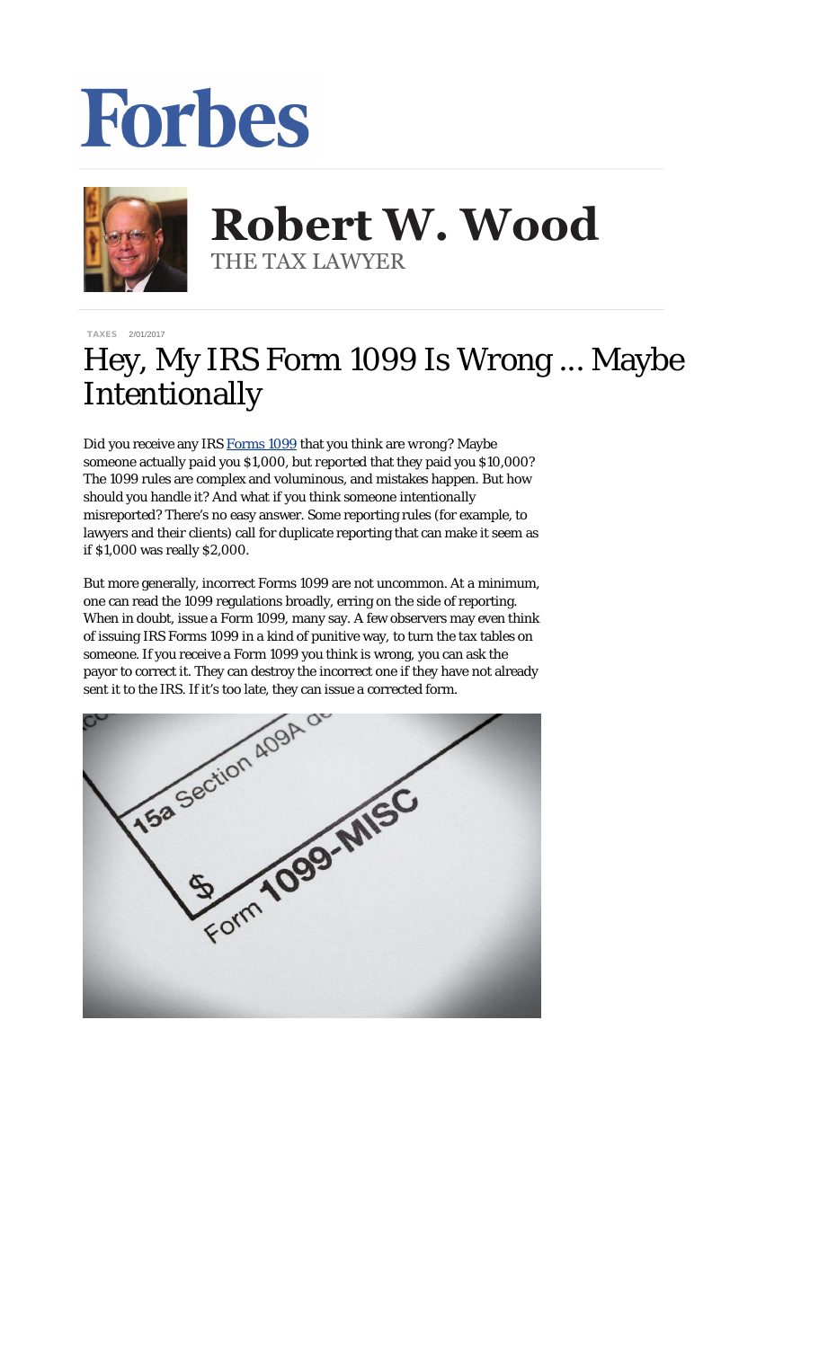Forbes

**Robert W. Wood**
THE TAX LAWYER

TAXES 2/01/2017

# Hey, My IRS Form 1099 Is Wrong ... Maybe Intentionally

Did you receive any IRS [Forms 1099](https://www.irs.gov/uac/about-form-1099misc) that you think are *wrong*? Maybe someone actually *paid* you $1,000, but *reported* that they paid you $10,000? The 1099 rules are complex and voluminous, and mistakes happen. But how should you handle it? And what if you think someone *intentionally* misreported? There's no easy answer. Some reporting rules (for example, to lawyers and their clients) call for duplicate reporting that can make it seem as if $1,000 was really $2,000.

But more generally, incorrect Forms 1099 are not uncommon. At a minimum, one can read the 1099 regulations broadly, erring on the side of reporting. When in doubt, issue a Form 1099, many say. A few observers may even think of issuing IRS Forms 1099 in a kind of punitive way, to turn the tax tables on someone. If you receive a Form 1099 you think is wrong, you can ask the payor to correct it. They can destroy the incorrect one if they have not already sent it to the IRS. If it's too late, they can issue a corrected form.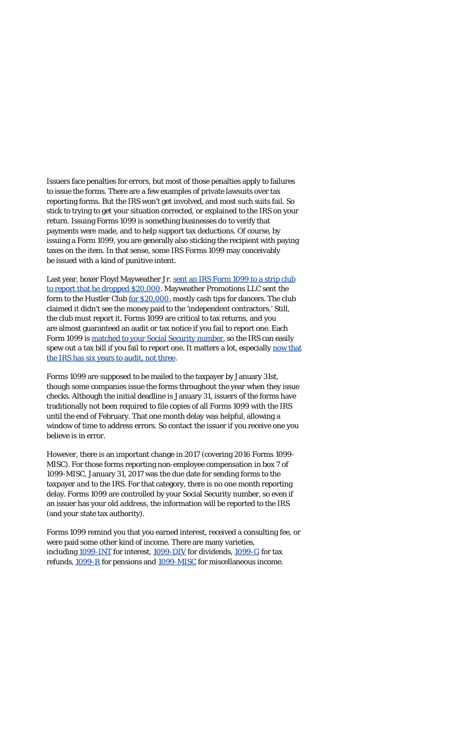Issuers face penalties for errors, but most of those penalties apply to failures to issue the forms. There are a few examples of private lawsuits over tax reporting forms. But the IRS won't get involved, and most such suits fail. So stick to trying to get your situation corrected, or explained to the IRS on your return. Issuing Forms 1099 is something businesses do to verify that payments were made, and to help support tax deductions. Of course, by issuing a Form 1099, you are generally also sticking the recipient with paying taxes on the item. In that sense, some IRS Forms 1099 may conceivably be issued with a kind of punitive intent.

Last year, boxer Floyd Mayweather Jr. sent an IRS Form 1099 to a strip club to report that he dropped $20,000. Mayweather Promotions LLC sent the form to the Hustler Club for $20,000, mostly cash tips for dancers. The club claimed it didn't see the money paid to the 'independent contractors.' Still, the club must report it. Forms 1099 are critical to tax returns, and you are almost guaranteed an audit or tax notice if you fail to report one. Each Form 1099 is matched to your Social Security number, so the IRS can easily spew out a tax bill if you fail to report one. It matters a lot, especially now that the IRS has six years to audit, not three.

Forms 1099 are supposed to be mailed to the taxpayer by January 31st, though some companies issue the forms throughout the year when they issue checks. Although the initial deadline is January 31, issuers of the forms have traditionally not been required to file copies of all Forms 1099 with the IRS until the end of February. That one month delay was helpful, allowing a window of time to address errors. So contact the issuer if you receive one you believe is in error.

However, there is an important change in 2017 (covering 2016 Forms 1099-MISC). For those forms reporting non-employee compensation in box 7 of 1099-MISC, January 31, 2017 was the due date for sending forms to the taxpayer *and* to the IRS. For that category, there is no one month reporting delay. Forms 1099 are controlled by your Social Security number, so even if an issuer has your old address, the information will be reported to the IRS (and your state tax authority).

Forms 1099 remind you that you earned interest, received a consulting fee, or were paid some other kind of income. There are many varieties, including 1099-INT for interest, 1099-DIV for dividends, 1099-G for tax refunds, 1099-R for pensions and 1099-MISC for miscellaneous income.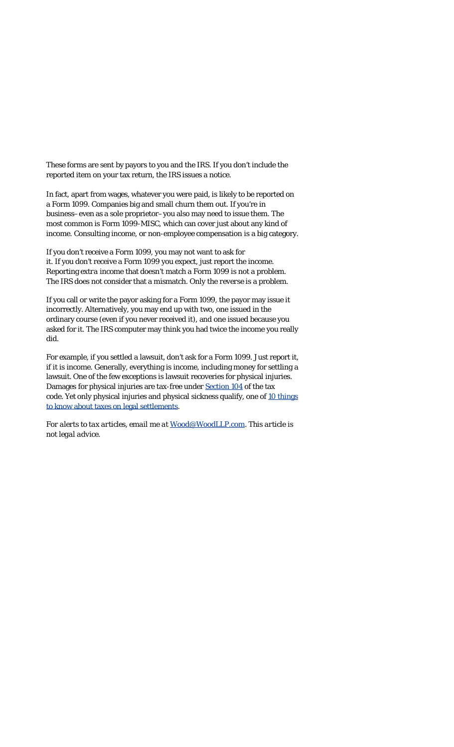These forms are sent by payors to you and the IRS. If you don't include the reported item on your tax return, the IRS issues a notice.

In fact, apart from wages, whatever you were paid, is likely to be reported on a Form 1099. Companies big and small churn them out. If you're in business–even as a sole proprietor–you also may need to issue them. The most common is Form 1099-MISC, which can cover just about any kind of income. Consulting income, or non-employee compensation is a big category.

If you don't receive a Form 1099, you may not want to ask for it. If you don't receive a Form 1099 you expect, just report the income. Reporting *extra* income that doesn't match a Form 1099 is not a problem. The IRS does not consider that a mismatch. Only the *reverse* is a problem.

If you call or write the payor asking for a Form 1099, the payor may issue it incorrectly. Alternatively, you may end up with two, one issued in the ordinary course (even if you never received it), and one issued because you asked for it. The IRS computer may think you had twice the income you really did.

For example, if you settled a lawsuit, don't ask for a Form 1099. Just report it, if it is income. Generally, everything is income, including money for settling a lawsuit. One of the few exceptions is lawsuit recoveries for physical injuries. Damages for physical injuries are tax-free under [Section 104](#) of the tax code. Yet only physical injuries and physical sickness qualify, one of [10 things to know about taxes on legal settlements](#).

*For alerts to tax articles, email me at* [Wood@WoodLLP.com](mailto:Wood@WoodLLP.com)*. This article is not legal advice.*